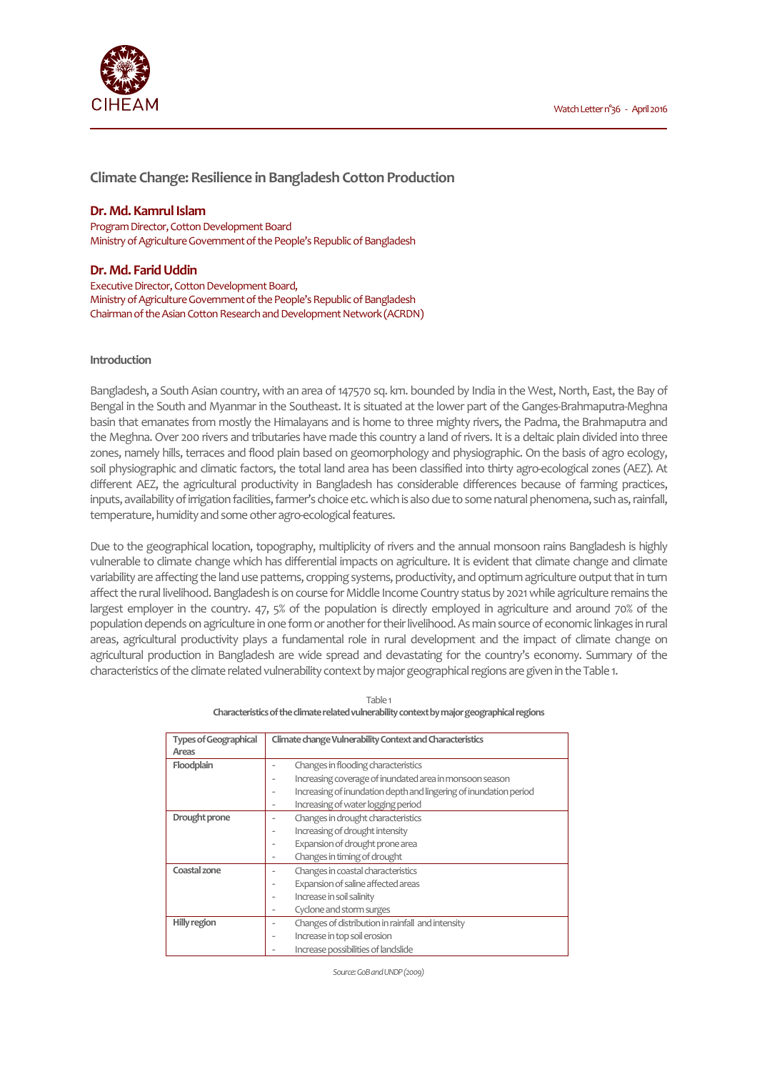# Climate Change: Resilience in Bangladesh Cotton Production

**Dr. Md. Kamrul Islam**
Program Director, Cotton Development Board
Ministry of Agriculture Government of the People's Republic of Bangladesh

**Dr. Md. Farid Uddin**
Executive Director, Cotton Development Board,
Ministry of Agriculture Government of the People's Republic of Bangladesh
Chairman of the Asian Cotton Research and Development Network (ACRDN)

## Introduction

Bangladesh, a South Asian country, with an area of 147570 sq. km. bounded by India in the West, North, East, the Bay of Bengal in the South and Myanmar in the Southeast. It is situated at the lower part of the Ganges-Brahmaputra-Meghna basin that emanates from mostly the Himalayans and is home to three mighty rivers, the Padma, the Brahmaputra and the Meghna. Over 200 rivers and tributaries have made this country a land of rivers. It is a deltaic plain divided into three zones, namely hills, terraces and flood plain based on geomorphology and physiographic. On the basis of agro ecology, soil physiographic and climatic factors, the total land area has been classified into thirty agro-ecological zones (AEZ). At different AEZ, the agricultural productivity in Bangladesh has considerable differences because of farming practices, inputs, availability of irrigation facilities, farmer's choice etc. which is also due to some natural phenomena, such as, rainfall, temperature, humidity and some other agro-ecological features.

Due to the geographical location, topography, multiplicity of rivers and the annual monsoon rains Bangladesh is highly vulnerable to climate change which has differential impacts on agriculture. It is evident that climate change and climate variability are affecting the land use patterns, cropping systems, productivity, and optimum agriculture output that in turn affect the rural livelihood. Bangladesh is on course for Middle Income Country status by 2021 while agriculture remains the largest employer in the country. 47, 5% of the population is directly employed in agriculture and around 70% of the population depends on agriculture in one form or another for their livelihood. As main source of economic linkages in rural areas, agricultural productivity plays a fundamental role in rural development and the impact of climate change on agricultural production in Bangladesh are wide spread and devastating for the country's economy. Summary of the characteristics of the climate related vulnerability context by major geographical regions are given in the Table 1.

Table 1
**Characteristics of the climate related vulnerability context by major geographical regions**

| Types of Geographical Areas | Climate change Vulnerability Context and Characteristics |
|---|---|
| **Floodplain** | - Changes in flooding characteristics<br>- Increasing coverage of inundated area in monsoon season<br>- Increasing of inundation depth and lingering of inundation period<br>- Increasing of water logging period |
| **Drought prone** | - Changes in drought characteristics<br>- Increasing of drought intensity<br>- Expansion of drought prone area<br>- Changes in timing of drought |
| **Coastal zone** | - Changes in coastal characteristics<br>- Expansion of saline affected areas<br>- Increase in soil salinity<br>- Cyclone and storm surges |
| **Hilly region** | - Changes of distribution in rainfall and intensity<br>- Increase in top soil erosion<br>- Increase possibilities of landslide |

*Source: GoB and UNDP (2009)*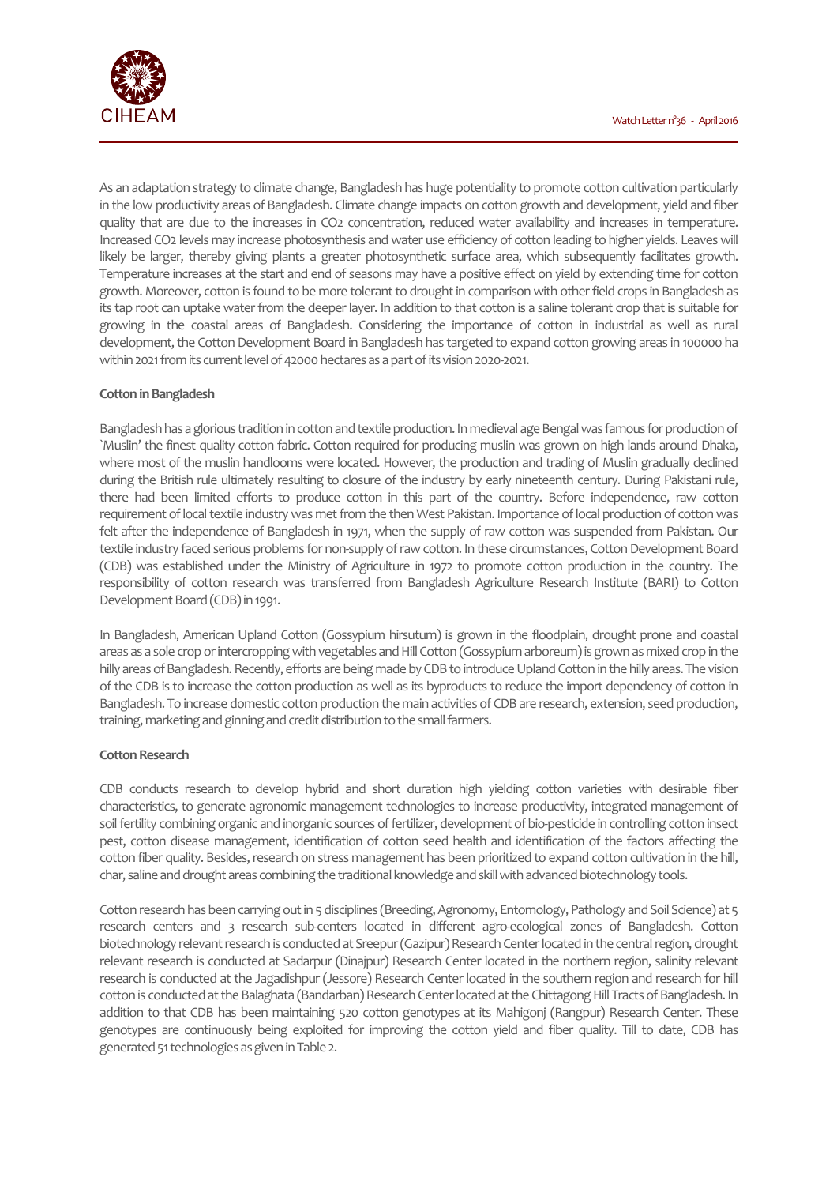As an adaptation strategy to climate change, Bangladesh has huge potentiality to promote cotton cultivation particularly in the low productivity areas of Bangladesh. Climate change impacts on cotton growth and development, yield and fiber quality that are due to the increases in $CO_2$ concentration, reduced water availability and increases in temperature. Increased $CO_2$ levels may increase photosynthesis and water use efficiency of cotton leading to higher yields. Leaves will likely be larger, thereby giving plants a greater photosynthetic surface area, which subsequently facilitates growth. Temperature increases at the start and end of seasons may have a positive effect on yield by extending time for cotton growth. Moreover, cotton is found to be more tolerant to drought in comparison with other field crops in Bangladesh as its tap root can uptake water from the deeper layer. In addition to that cotton is a saline tolerant crop that is suitable for growing in the coastal areas of Bangladesh. Considering the importance of cotton in industrial as well as rural development, the Cotton Development Board in Bangladesh has targeted to expand cotton growing areas in 100000 ha within 2021 from its current level of 42000 hectares as a part of its vision 2020-2021.

**Cotton in Bangladesh**

Bangladesh has a glorious tradition in cotton and textile production. In medieval age Bengal was famous for production of `Muslin' the finest quality cotton fabric. Cotton required for producing muslin was grown on high lands around Dhaka, where most of the muslin handlooms were located. However, the production and trading of Muslin gradually declined during the British rule ultimately resulting to closure of the industry by early nineteenth century. During Pakistani rule, there had been limited efforts to produce cotton in this part of the country. Before independence, raw cotton requirement of local textile industry was met from the then West Pakistan. Importance of local production of cotton was felt after the independence of Bangladesh in 1971, when the supply of raw cotton was suspended from Pakistan. Our textile industry faced serious problems for non-supply of raw cotton. In these circumstances, Cotton Development Board (CDB) was established under the Ministry of Agriculture in 1972 to promote cotton production in the country. The responsibility of cotton research was transferred from Bangladesh Agriculture Research Institute (BARI) to Cotton Development Board (CDB) in 1991.

In Bangladesh, American Upland Cotton (Gossypium hirsutum) is grown in the floodplain, drought prone and coastal areas as a sole crop or intercropping with vegetables and Hill Cotton (Gossypium arboreum) is grown as mixed crop in the hilly areas of Bangladesh. Recently, efforts are being made by CDB to introduce Upland Cotton in the hilly areas. The vision of the CDB is to increase the cotton production as well as its byproducts to reduce the import dependency of cotton in Bangladesh. To increase domestic cotton production the main activities of CDB are research, extension, seed production, training, marketing and ginning and credit distribution to the small farmers.

**Cotton Research**

CDB conducts research to develop hybrid and short duration high yielding cotton varieties with desirable fiber characteristics, to generate agronomic management technologies to increase productivity, integrated management of soil fertility combining organic and inorganic sources of fertilizer, development of bio-pesticide in controlling cotton insect pest, cotton disease management, identification of cotton seed health and identification of the factors affecting the cotton fiber quality. Besides, research on stress management has been prioritized to expand cotton cultivation in the hill, char, saline and drought areas combining the traditional knowledge and skill with advanced biotechnology tools.

Cotton research has been carrying out in 5 disciplines (Breeding, Agronomy, Entomology, Pathology and Soil Science) at 5 research centers and 3 research sub-centers located in different agro-ecological zones of Bangladesh. Cotton biotechnology relevant research is conducted at Sreepur (Gazipur) Research Center located in the central region, drought relevant research is conducted at Sadarpur (Dinajpur) Research Center located in the northern region, salinity relevant research is conducted at the Jagadishpur (Jessore) Research Center located in the southern region and research for hill cotton is conducted at the Balaghata (Bandarban) Research Center located at the Chittagong Hill Tracts of Bangladesh. In addition to that CDB has been maintaining 520 cotton genotypes at its Mahigonj (Rangpur) Research Center. These genotypes are continuously being exploited for improving the cotton yield and fiber quality. Till to date, CDB has generated 51 technologies as given in Table 2.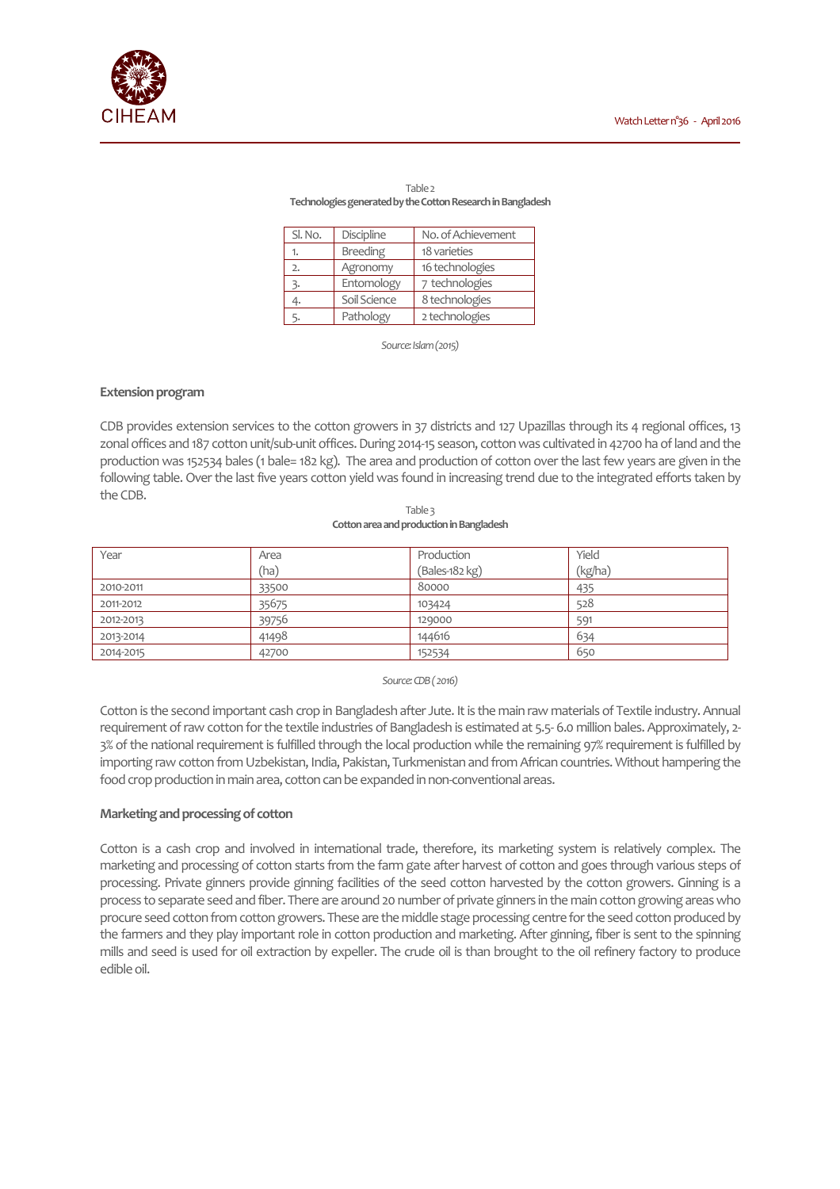Table 2

**Technologies generated by the Cotton Research in Bangladesh**

| Sl. No. | Discipline | No. of Achievement |
|---|---|---|
| 1. | Breeding | 18 varieties |
| 2. | Agronomy | 16 technologies |
| 3. | Entomology | 7 technologies |
| 4. | Soil Science | 8 technologies |
| 5. | Pathology | 2 technologies |

*Source: Islam (2015)*

### Extension program

CDB provides extension services to the cotton growers in 37 districts and 127 Upazillas through its 4 regional offices, 13 zonal offices and 187 cotton unit/sub-unit offices. During 2014-15 season, cotton was cultivated in 42700 ha of land and the production was 152534 bales (1 bale= 182 kg). The area and production of cotton over the last few years are given in the following table. Over the last five years cotton yield was found in increasing trend due to the integrated efforts taken by the CDB.

Table 3

**Cotton area and production in Bangladesh**

| Year | Area (ha) | Production (Bales-182 kg) | Yield (kg/ha) |
|---|---|---|---|
| 2010-2011 | 33500 | 80000 | 435 |
| 2011-2012 | 35675 | 103424 | 528 |
| 2012-2013 | 39756 | 129000 | 591 |
| 2013-2014 | 41498 | 144616 | 634 |
| 2014-2015 | 42700 | 152534 | 650 |

*Source: CDB ( 2016)*

Cotton is the second important cash crop in Bangladesh after Jute. It is the main raw materials of Textile industry. Annual requirement of raw cotton for the textile industries of Bangladesh is estimated at 5.5- 6.0 million bales. Approximately, 2-3% of the national requirement is fulfilled through the local production while the remaining 97% requirement is fulfilled by importing raw cotton from Uzbekistan, India, Pakistan, Turkmenistan and from African countries. Without hampering the food crop production in main area, cotton can be expanded in non-conventional areas.

### Marketing and processing of cotton

Cotton is a cash crop and involved in international trade, therefore, its marketing system is relatively complex. The marketing and processing of cotton starts from the farm gate after harvest of cotton and goes through various steps of processing. Private ginners provide ginning facilities of the seed cotton harvested by the cotton growers. Ginning is a process to separate seed and fiber. There are around 20 number of private ginners in the main cotton growing areas who procure seed cotton from cotton growers. These are the middle stage processing centre for the seed cotton produced by the farmers and they play important role in cotton production and marketing. After ginning, fiber is sent to the spinning mills and seed is used for oil extraction by expeller. The crude oil is than brought to the oil refinery factory to produce edible oil.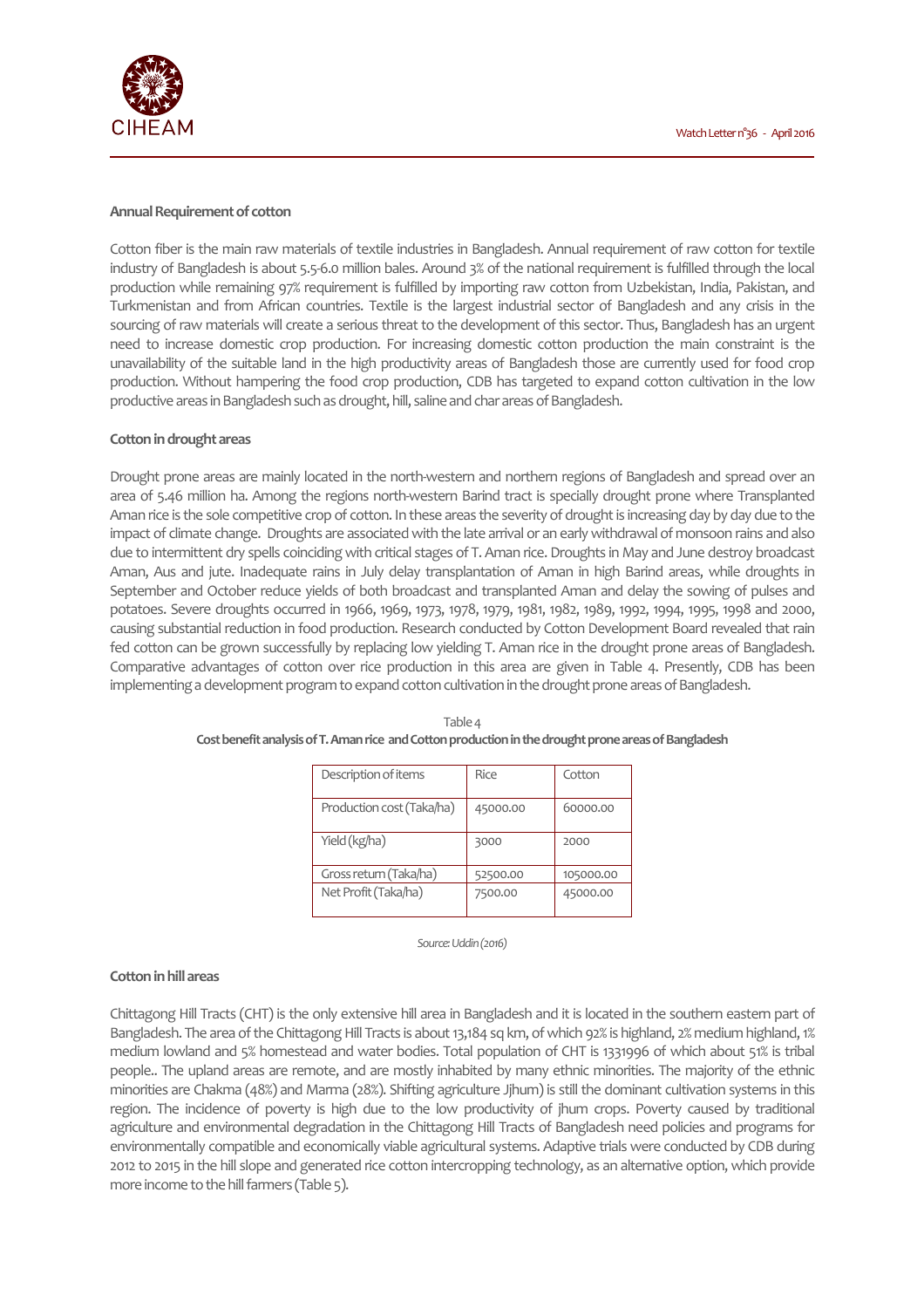## Annual Requirement of cotton

Cotton fiber is the main raw materials of textile industries in Bangladesh. Annual requirement of raw cotton for textile industry of Bangladesh is about 5.5-6.0 million bales. Around 3% of the national requirement is fulfilled through the local production while remaining 97% requirement is fulfilled by importing raw cotton from Uzbekistan, India, Pakistan, and Turkmenistan and from African countries. Textile is the largest industrial sector of Bangladesh and any crisis in the sourcing of raw materials will create a serious threat to the development of this sector. Thus, Bangladesh has an urgent need to increase domestic crop production. For increasing domestic cotton production the main constraint is the unavailability of the suitable land in the high productivity areas of Bangladesh those are currently used for food crop production. Without hampering the food crop production, CDB has targeted to expand cotton cultivation in the low productive areas in Bangladesh such as drought, hill, saline and char areas of Bangladesh.

## Cotton in drought areas

Drought prone areas are mainly located in the north-western and northern regions of Bangladesh and spread over an area of 5.46 million ha. Among the regions north-western Barind tract is specially drought prone where Transplanted Aman rice is the sole competitive crop of cotton. In these areas the severity of drought is increasing day by day due to the impact of climate change. Droughts are associated with the late arrival or an early withdrawal of monsoon rains and also due to intermittent dry spells coinciding with critical stages of T. Aman rice. Droughts in May and June destroy broadcast Aman, Aus and jute. Inadequate rains in July delay transplantation of Aman in high Barind areas, while droughts in September and October reduce yields of both broadcast and transplanted Aman and delay the sowing of pulses and potatoes. Severe droughts occurred in 1966, 1969, 1973, 1978, 1979, 1981, 1982, 1989, 1992, 1994, 1995, 1998 and 2000, causing substantial reduction in food production. Research conducted by Cotton Development Board revealed that rain fed cotton can be grown successfully by replacing low yielding T. Aman rice in the drought prone areas of Bangladesh. Comparative advantages of cotton over rice production in this area are given in Table 4. Presently, CDB has been implementing a development program to expand cotton cultivation in the drought prone areas of Bangladesh.

Table 4
**Cost benefit analysis of T. Aman rice and Cotton production in the drought prone areas of Bangladesh**

| Description of items | Rice | Cotton |
|---|---|---|
| Production cost (Taka/ha) | 45000.00 | 60000.00 |
| Yield (kg/ha) | 3000 | 2000 |
| Gross return (Taka/ha) | 52500.00 | 105000.00 |
| Net Profit (Taka/ha) | 7500.00 | 45000.00 |

*Source: Uddin (2016)*

## Cotton in hill areas

Chittagong Hill Tracts (CHT) is the only extensive hill area in Bangladesh and it is located in the southern eastern part of Bangladesh. The area of the Chittagong Hill Tracts is about 13,184 sq km, of which 92% is highland, 2% medium highland, 1% medium lowland and 5% homestead and water bodies. Total population of CHT is 1331996 of which about 51% is tribal people.. The upland areas are remote, and are mostly inhabited by many ethnic minorities. The majority of the ethnic minorities are Chakma (48%) and Marma (28%). Shifting agriculture Jjhum) is still the dominant cultivation systems in this region. The incidence of poverty is high due to the low productivity of jhum crops. Poverty caused by traditional agriculture and environmental degradation in the Chittagong Hill Tracts of Bangladesh need policies and programs for environmentally compatible and economically viable agricultural systems. Adaptive trials were conducted by CDB during 2012 to 2015 in the hill slope and generated rice cotton intercropping technology, as an alternative option, which provide more income to the hill farmers (Table 5).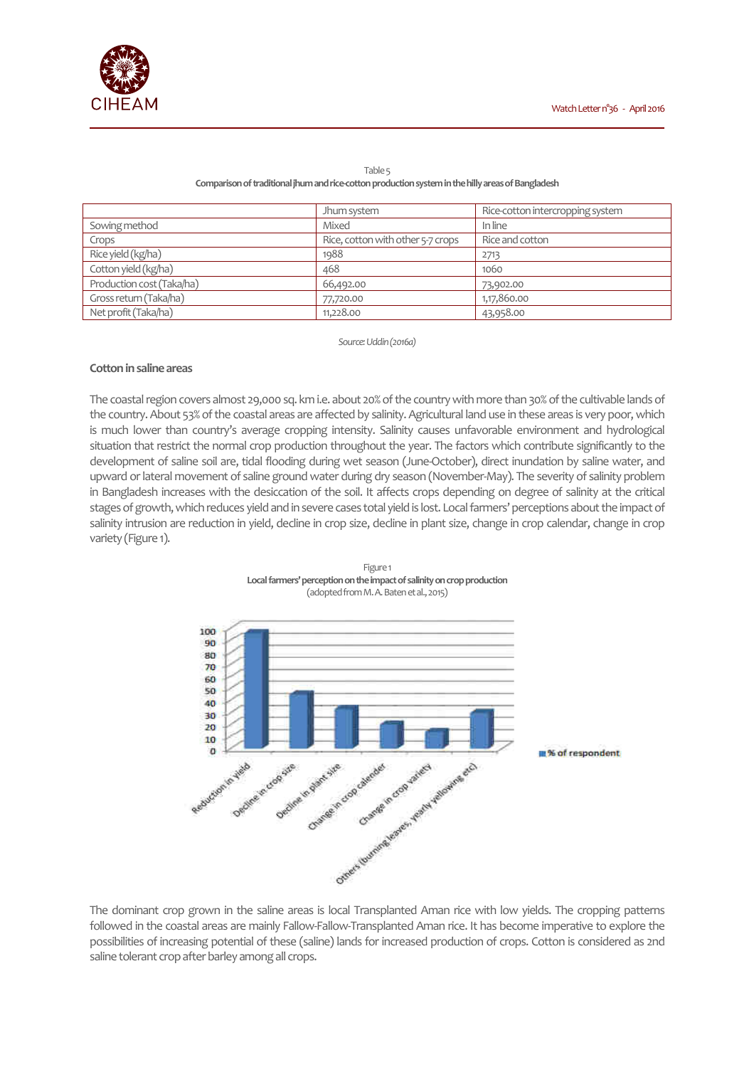Table 5
**Comparison of traditional jhum and rice-cotton production system in the hilly areas of Bangladesh**

| | Jhum system | Rice-cotton intercropping system |
|---|---|---|
| Sowing method | Mixed | In line |
| Crops | Rice, cotton with other 5-7 crops | Rice and cotton |
| Rice yield (kg/ha) | 1988 | 2713 |
| Cotton yield (kg/ha) | 468 | 1060 |
| Production cost (Taka/ha) | 66,492.00 | 73,902.00 |
| Gross return (Taka/ha) | 77,720.00 | 1,17,860.00 |
| Net profit (Taka/ha) | 11,228.00 | 43,958.00 |

*Source: Uddin (2016a)*

### Cotton in saline areas

The coastal region covers almost 29,000 sq. km i.e. about 20% of the country with more than 30% of the cultivable lands of the country. About 53% of the coastal areas are affected by salinity. Agricultural land use in these areas is very poor, which is much lower than country's average cropping intensity. Salinity causes unfavorable environment and hydrological situation that restrict the normal crop production throughout the year. The factors which contribute significantly to the development of saline soil are, tidal flooding during wet season (June-October), direct inundation by saline water, and upward or lateral movement of saline ground water during dry season (November-May). The severity of salinity problem in Bangladesh increases with the desiccation of the soil. It affects crops depending on degree of salinity at the critical stages of growth, which reduces yield and in severe cases total yield is lost. Local farmers' perceptions about the impact of salinity intrusion are reduction in yield, decline in crop size, decline in plant size, change in crop calendar, change in crop variety (Figure 1).

Figure 1
**Local farmers' perception on the impact of salinity on crop production**
(adopted from M. A. Baten et al., 2015)

The dominant crop grown in the saline areas is local Transplanted Aman rice with low yields. The cropping patterns followed in the coastal areas are mainly Fallow-Fallow-Transplanted Aman rice. It has become imperative to explore the possibilities of increasing potential of these (saline) lands for increased production of crops. Cotton is considered as 2nd saline tolerant crop after barley among all crops.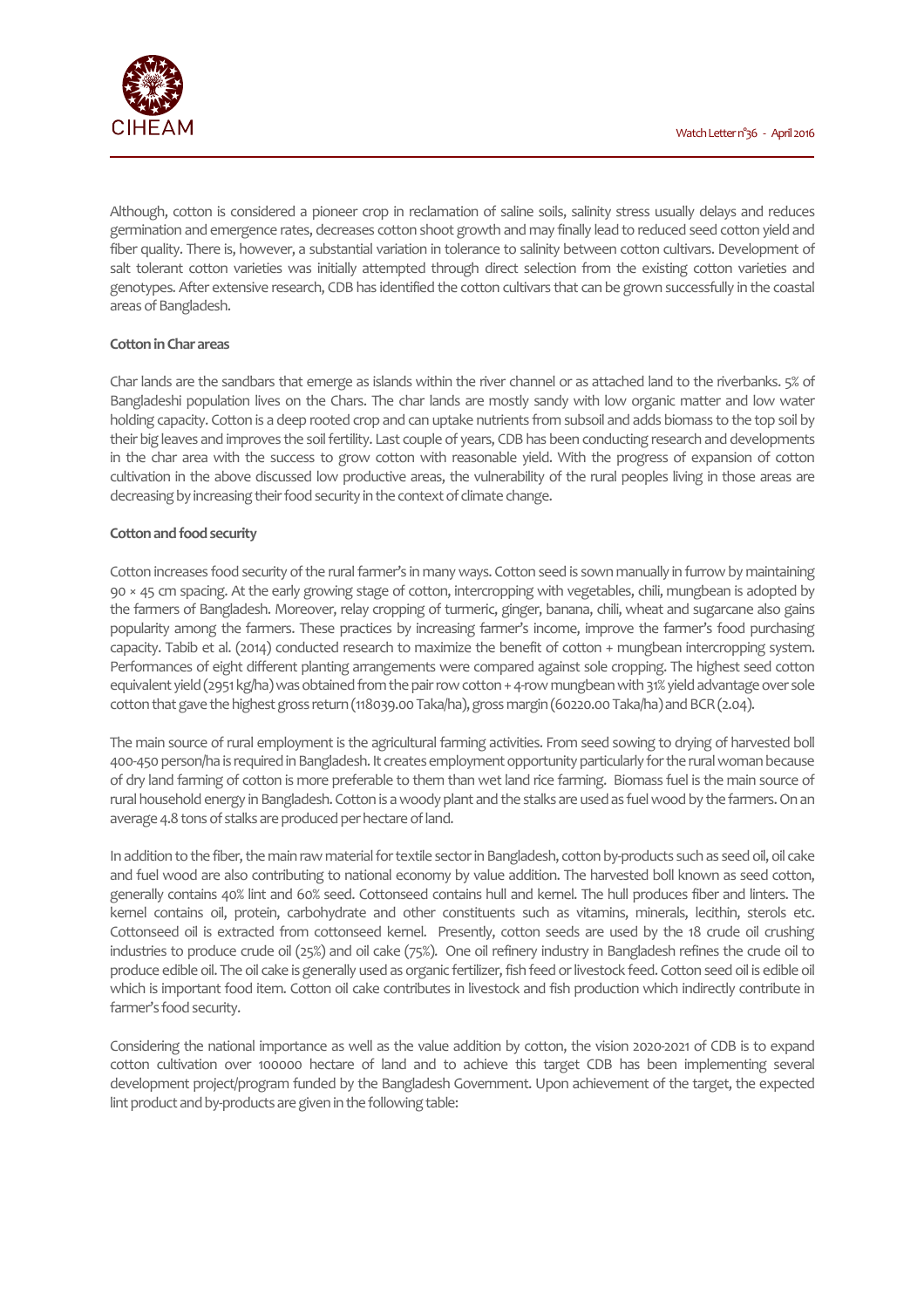Although, cotton is considered a pioneer crop in reclamation of saline soils, salinity stress usually delays and reduces germination and emergence rates, decreases cotton shoot growth and may finally lead to reduced seed cotton yield and fiber quality. There is, however, a substantial variation in tolerance to salinity between cotton cultivars. Development of salt tolerant cotton varieties was initially attempted through direct selection from the existing cotton varieties and genotypes. After extensive research, CDB has identified the cotton cultivars that can be grown successfully in the coastal areas of Bangladesh.

**Cotton in Char areas**

Char lands are the sandbars that emerge as islands within the river channel or as attached land to the riverbanks. 5% of Bangladeshi population lives on the Chars. The char lands are mostly sandy with low organic matter and low water holding capacity. Cotton is a deep rooted crop and can uptake nutrients from subsoil and adds biomass to the top soil by their big leaves and improves the soil fertility. Last couple of years, CDB has been conducting research and developments in the char area with the success to grow cotton with reasonable yield. With the progress of expansion of cotton cultivation in the above discussed low productive areas, the vulnerability of the rural peoples living in those areas are decreasing by increasing their food security in the context of climate change.

**Cotton and food security**

Cotton increases food security of the rural farmer's in many ways. Cotton seed is sown manually in furrow by maintaining 90 × 45 cm spacing. At the early growing stage of cotton, intercropping with vegetables, chili, mungbean is adopted by the farmers of Bangladesh. Moreover, relay cropping of turmeric, ginger, banana, chili, wheat and sugarcane also gains popularity among the farmers. These practices by increasing farmer's income, improve the farmer's food purchasing capacity. Tabib et al. (2014) conducted research to maximize the benefit of cotton + mungbean intercropping system. Performances of eight different planting arrangements were compared against sole cropping. The highest seed cotton equivalent yield (2951 kg/ha) was obtained from the pair row cotton + 4-row mungbean with 31% yield advantage over sole cotton that gave the highest gross return (118039.00 Taka/ha), gross margin (60220.00 Taka/ha) and BCR (2.04).

The main source of rural employment is the agricultural farming activities. From seed sowing to drying of harvested boll 400-450 person/ha is required in Bangladesh. It creates employment opportunity particularly for the rural woman because of dry land farming of cotton is more preferable to them than wet land rice farming. Biomass fuel is the main source of rural household energy in Bangladesh. Cotton is a woody plant and the stalks are used as fuel wood by the farmers. On an average 4.8 tons of stalks are produced per hectare of land.

In addition to the fiber, the main raw material for textile sector in Bangladesh, cotton by-products such as seed oil, oil cake and fuel wood are also contributing to national economy by value addition. The harvested boll known as seed cotton, generally contains 40% lint and 60% seed. Cottonseed contains hull and kernel. The hull produces fiber and linters. The kernel contains oil, protein, carbohydrate and other constituents such as vitamins, minerals, lecithin, sterols etc. Cottonseed oil is extracted from cottonseed kernel. Presently, cotton seeds are used by the 18 crude oil crushing industries to produce crude oil (25%) and oil cake (75%). One oil refinery industry in Bangladesh refines the crude oil to produce edible oil. The oil cake is generally used as organic fertilizer, fish feed or livestock feed. Cotton seed oil is edible oil which is important food item. Cotton oil cake contributes in livestock and fish production which indirectly contribute in farmer's food security.

Considering the national importance as well as the value addition by cotton, the vision 2020-2021 of CDB is to expand cotton cultivation over 100000 hectare of land and to achieve this target CDB has been implementing several development project/program funded by the Bangladesh Government. Upon achievement of the target, the expected lint product and by-products are given in the following table: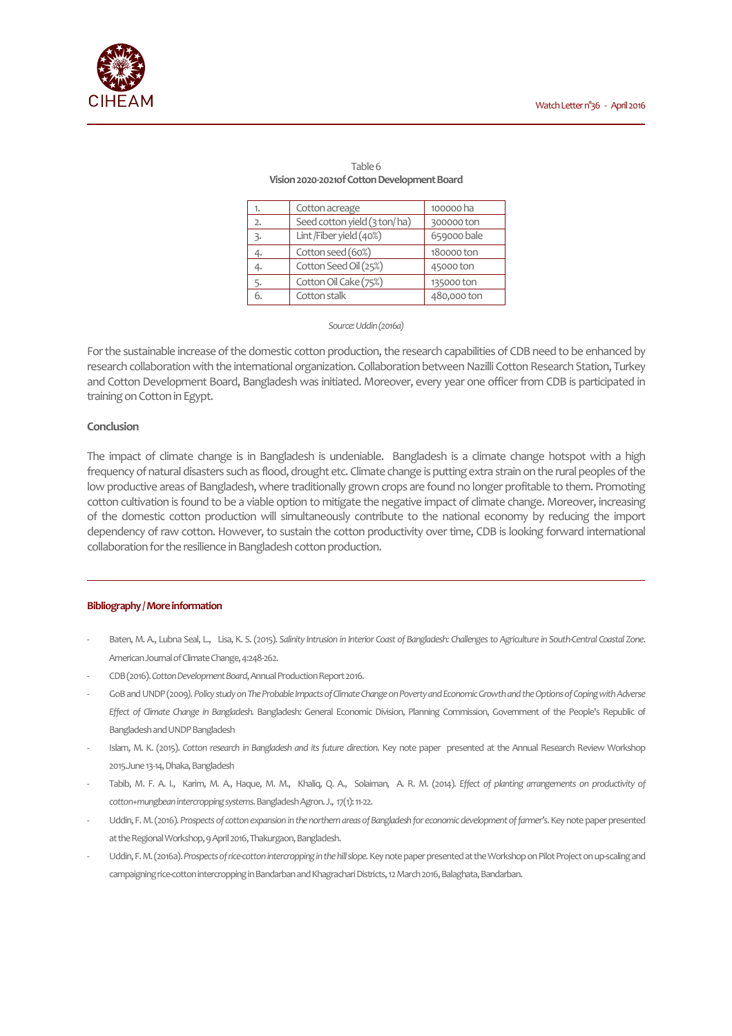Table 6
**Vision 2020-2021of Cotton Development Board**

| | | |
|---|---|---|
| 1. | Cotton acreage | 100000 ha |
| 2. | Seed cotton yield (3 ton/ ha) | 300000 ton |
| 3. | Lint /Fiber yield (40%) | 659000 bale |
| 4. | Cotton seed (60%) | 180000 ton |
| 4. | Cotton Seed Oil (25%) | 45000 ton |
| 5. | Cotton Oil Cake (75%) | 135000 ton |
| 6. | Cotton stalk | 480,000 ton |

*Source: Uddin (2016a)*

For the sustainable increase of the domestic cotton production, the research capabilities of CDB need to be enhanced by research collaboration with the international organization. Collaboration between Nazilli Cotton Research Station, Turkey and Cotton Development Board, Bangladesh was initiated. Moreover, every year one officer from CDB is participated in training on Cotton in Egypt.

**Conclusion**

The impact of climate change is in Bangladesh is undeniable. Bangladesh is a climate change hotspot with a high frequency of natural disasters such as flood, drought etc. Climate change is putting extra strain on the rural peoples of the low productive areas of Bangladesh, where traditionally grown crops are found no longer profitable to them. Promoting cotton cultivation is found to be a viable option to mitigate the negative impact of climate change. Moreover, increasing of the domestic cotton production will simultaneously contribute to the national economy by reducing the import dependency of raw cotton. However, to sustain the cotton productivity over time, CDB is looking forward international collaboration for the resilience in Bangladesh cotton production.

**Bibliography / More information**

- Baten, M. A., Lubna Seal, L., Lisa, K. S. (2015). *Salinity Intrusion in Interior Coast of Bangladesh: Challenges to Agriculture in South-Central Coastal Zone.* American Journal of Climate Change, 4:248-262.
- CDB (2016). *Cotton Development Board*, Annual Production Report 2016.
- GoB and UNDP (2009). *Policy study on The Probable Impacts of Climate Change on Poverty and Economic Growth and the Options of Coping with Adverse Effect of Climate Change in Bangladesh.* Bangladesh: General Economic Division, Planning Commission, Government of the People's Republic of Bangladesh and UNDP Bangladesh
- Islam, M. K. (2015). *Cotton research in Bangladesh and its future direction.* Key note paper presented at the Annual Research Review Workshop 2015.June 13-14, Dhaka, Bangladesh
- Tabib, M. F. A. I., Karim, M. A., Haque, M. M., Khaliq, Q. A., Solaiman, A. R. M. (2014). *Effect of planting arrangements on productivity of cotton+mungbean intercropping systems.* Bangladesh Agron. J., 17(1): 11-22.
- Uddin, F. M. (2016). *Prospects of cotton expansion in the northern areas of Bangladesh for economic development of farmer's.* Key note paper presented at the Regional Workshop, 9 April 2016, Thakurgaon, Bangladesh.
- Uddin, F. M. (2016a). *Prospects of rice-cotton intercropping in the hill slope.* Key note paper presented at the Workshop on Pilot Project on up-scaling and campaigning rice-cotton intercropping in Bandarban and Khagrachari Districts, 12 March 2016, Balaghata, Bandarban.